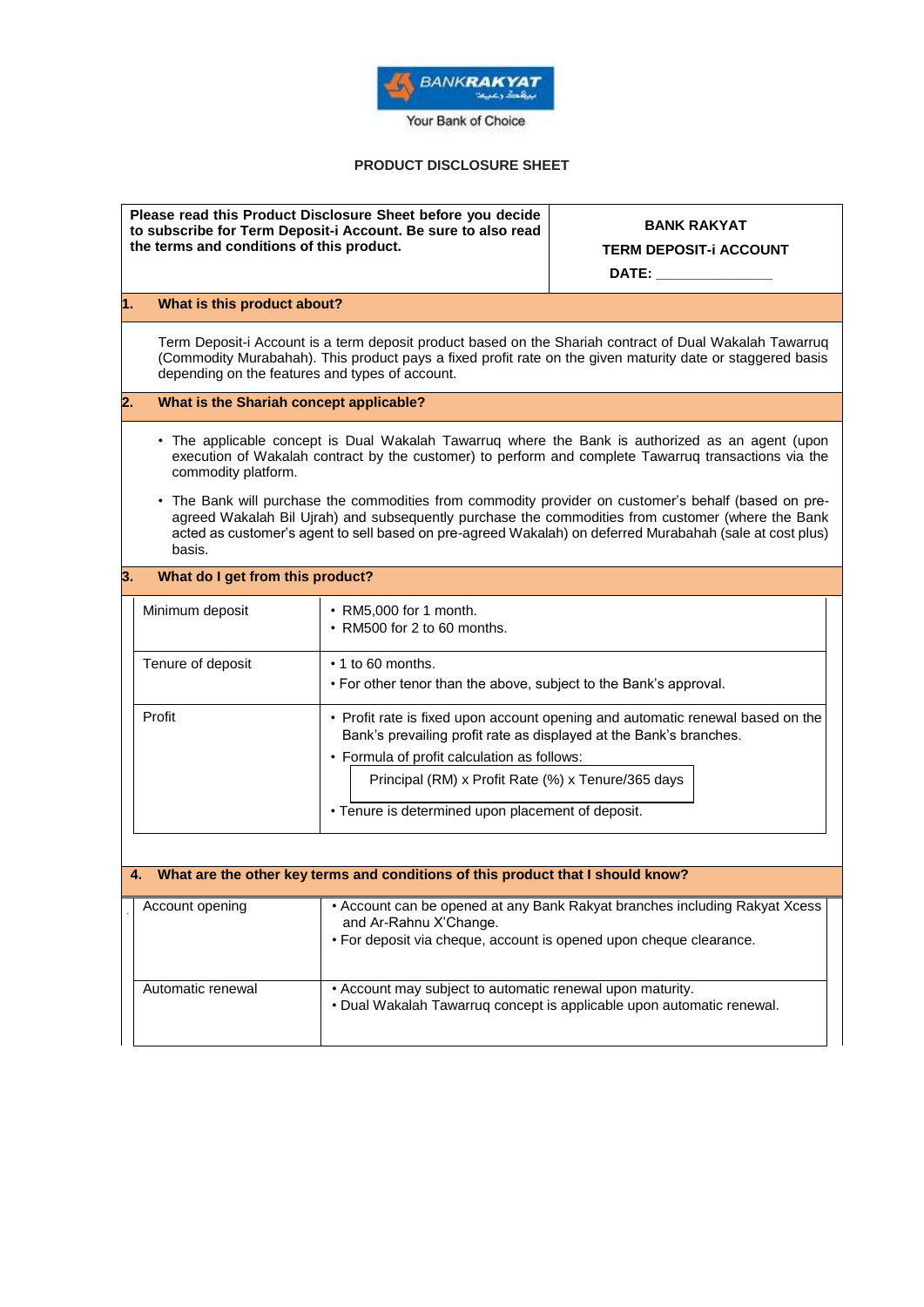BANKRAKYAT

Your Bank of Choice

# PRODUCT DISCLOSURE SHEET

| **Please read this Product Disclosure Sheet before you decide to subscribe for Term Deposit-i Account. Be sure to also read the terms and conditions of this product.** | **BANK RAKYAT**<br>**TERM DEPOSIT-i ACCOUNT**<br>**DATE: _______________** |
|---|---|

## 1. What is this product about?

Term Deposit-i Account is a term deposit product based on the Shariah contract of Dual Wakalah Tawarruq (Commodity Murabahah). This product pays a fixed profit rate on the given maturity date or staggered basis depending on the features and types of account.

## 2. What is the Shariah concept applicable?

- The applicable concept is Dual Wakalah Tawarruq where the Bank is authorized as an agent (upon execution of Wakalah contract by the customer) to perform and complete Tawarruq transactions via the commodity platform.
- The Bank will purchase the commodities from commodity provider on customer's behalf (based on pre-agreed Wakalah Bil Ujrah) and subsequently purchase the commodities from customer (where the Bank acted as customer's agent to sell based on pre-agreed Wakalah) on deferred Murabahah (sale at cost plus) basis.

## 3. What do I get from this product?

| | |
|---|---|
| Minimum deposit | • RM5,000 for 1 month.<br>• RM500 for 2 to 60 months. |
| Tenure of deposit | • 1 to 60 months.<br>• For other tenor than the above, subject to the Bank's approval. |
| Profit | • Profit rate is fixed upon account opening and automatic renewal based on the Bank's prevailing profit rate as displayed at the Bank's branches.<br>• Formula of profit calculation as follows:<br>Principal (RM) x Profit Rate (%) x Tenure/365 days<br>• Tenure is determined upon placement of deposit. |

## 4. What are the other key terms and conditions of this product that I should know?

| | |
|---|---|
| Account opening | • Account can be opened at any Bank Rakyat branches including Rakyat Xcess and Ar-Rahnu X'Change.<br>• For deposit via cheque, account is opened upon cheque clearance. |
| Automatic renewal | • Account may subject to automatic renewal upon maturity.<br>• Dual Wakalah Tawarruq concept is applicable upon automatic renewal. |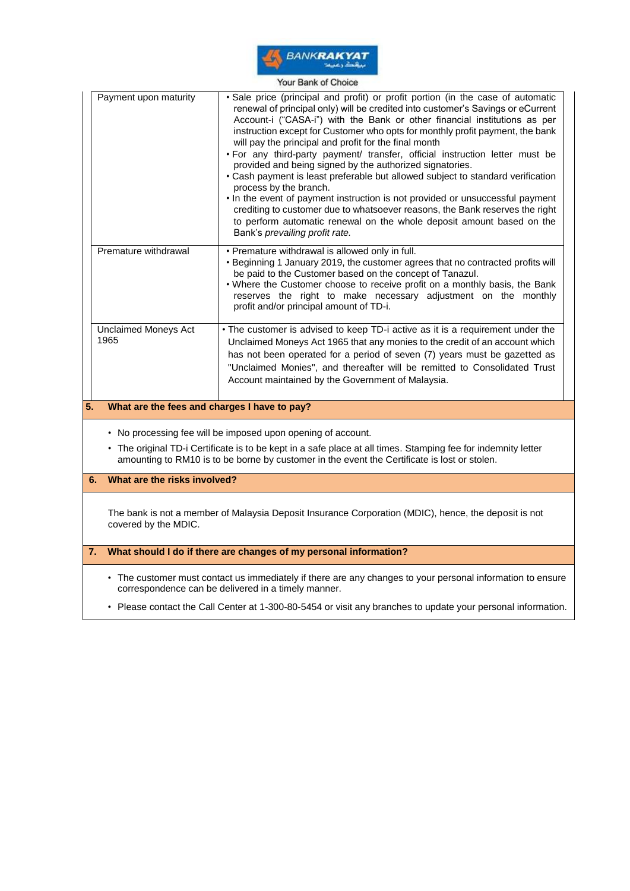| | |
|---|---|
| Payment upon maturity | • Sale price (principal and profit) or profit portion (in the case of automatic renewal of principal only) will be credited into customer's Savings or eCurrent Account-i ("CASA-i") with the Bank or other financial institutions as per instruction except for Customer who opts for monthly profit payment, the bank will pay the principal and profit for the final month<br>• For any third-party payment/ transfer, official instruction letter must be provided and being signed by the authorized signatories.<br>• Cash payment is least preferable but allowed subject to standard verification process by the branch.<br>• In the event of payment instruction is not provided or unsuccessful payment crediting to customer due to whatsoever reasons, the Bank reserves the right to perform automatic renewal on the whole deposit amount based on the Bank's *prevailing profit rate.* |
| Premature withdrawal | • Premature withdrawal is allowed only in full.<br>• Beginning 1 January 2019, the customer agrees that no contracted profits will be paid to the Customer based on the concept of Tanazul.<br>• Where the Customer choose to receive profit on a monthly basis, the Bank reserves the right to make necessary adjustment on the monthly profit and/or principal amount of TD-i. |
| Unclaimed Moneys Act 1965 | • The customer is advised to keep TD-i active as it is a requirement under the Unclaimed Moneys Act 1965 that any monies to the credit of an account which has not been operated for a period of seven (7) years must be gazetted as "Unclaimed Monies", and thereafter will be remitted to Consolidated Trust Account maintained by the Government of Malaysia. |

## 5. What are the fees and charges I have to pay?

- No processing fee will be imposed upon opening of account.
- The original TD-i Certificate is to be kept in a safe place at all times. Stamping fee for indemnity letter amounting to RM10 is to be borne by customer in the event the Certificate is lost or stolen.

## 6. What are the risks involved?

The bank is not a member of Malaysia Deposit Insurance Corporation (MDIC), hence, the deposit is not covered by the MDIC.

## 7. What should I do if there are changes of my personal information?

- The customer must contact us immediately if there are any changes to your personal information to ensure correspondence can be delivered in a timely manner.
- Please contact the Call Center at 1-300-80-5454 or visit any branches to update your personal information.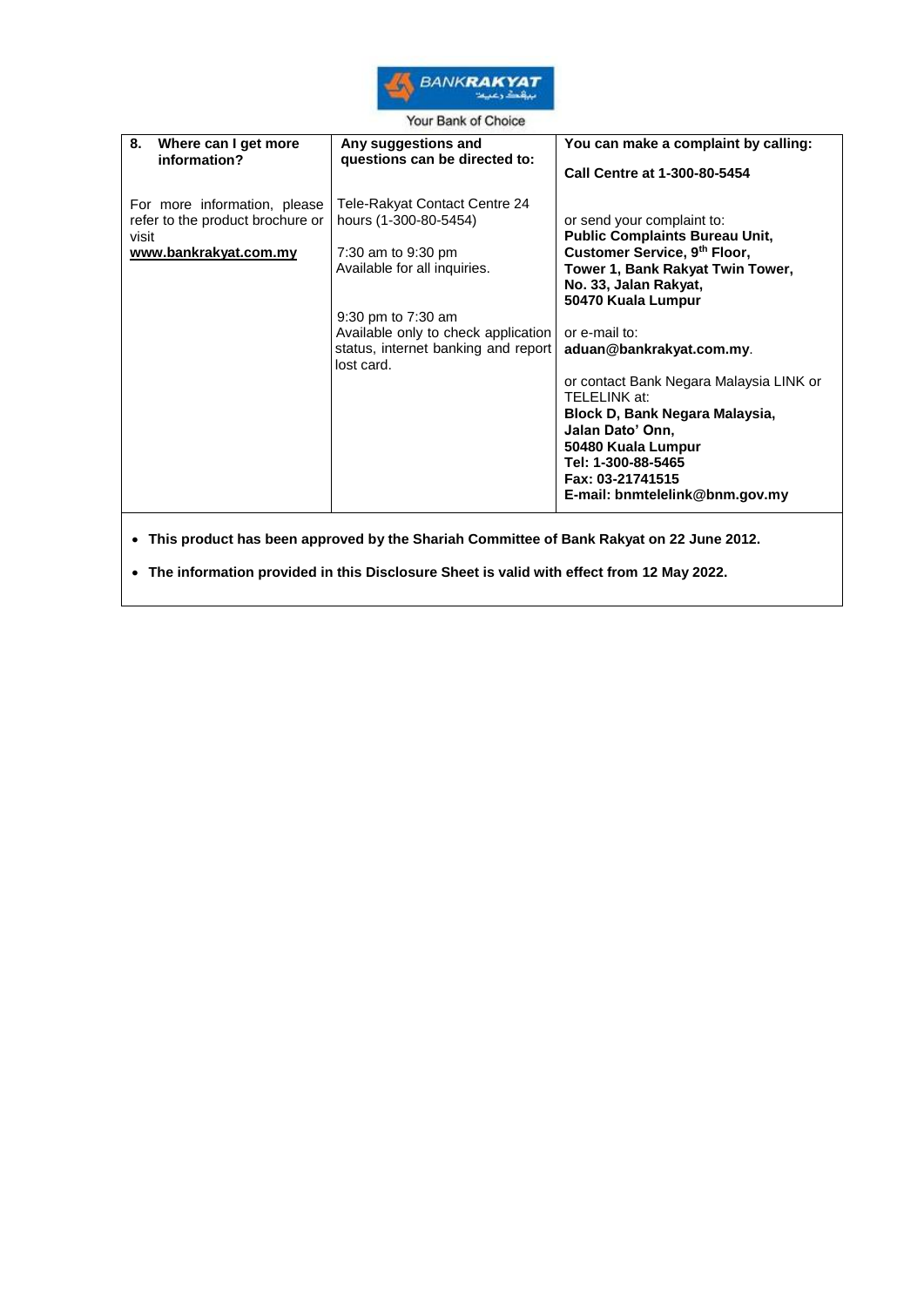| 8. Where can I get more information? | Any suggestions and questions can be directed to: | You can make a complaint by calling: <br><br> **Call Centre at 1-300-80-5454** |
|---|---|---|
| For more information, please refer to the product brochure or visit **www.bankrakyat.com.my** | Tele-Rakyat Contact Centre 24 hours (1-300-80-5454) <br><br> 7:30 am to 9:30 pm <br> Available for all inquiries. <br><br> 9:30 pm to 7:30 am <br> Available only to check application status, internet banking and report lost card. | or send your complaint to: <br> **Public Complaints Bureau Unit, Customer Service, 9th Floor, Tower 1, Bank Rakyat Twin Tower, No. 33, Jalan Rakyat, 50470 Kuala Lumpur** <br><br> or e-mail to: <br> **aduan@bankrakyat.com.my**. <br><br> or contact Bank Negara Malaysia LINK or TELELINK at: <br> **Block D, Bank Negara Malaysia, Jalan Dato' Onn, 50480 Kuala Lumpur** <br> **Tel: 1-300-88-5465** <br> **Fax: 03-21741515** <br> **E-mail: bnmtelelink@bnm.gov.my** |

- **This product has been approved by the Shariah Committee of Bank Rakyat on 22 June 2012.**
- **The information provided in this Disclosure Sheet is valid with effect from 12 May 2022.**